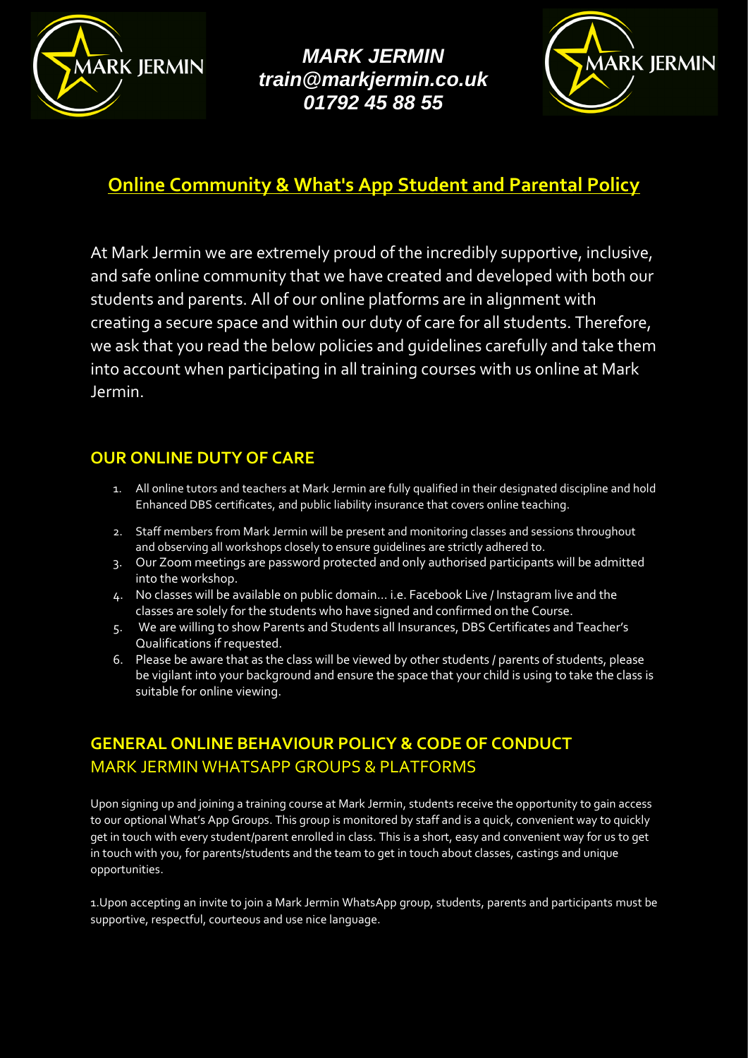**MARK JERMIN**
**train@markjermin.co.uk**
**01792 45 88 55**

# Online Community & What's App Student and Parental Policy

At Mark Jermin we are extremely proud of the incredibly supportive, inclusive, and safe online community that we have created and developed with both our students and parents. All of our online platforms are in alignment with creating a secure space and within our duty of care for all students. Therefore, we ask that you read the below policies and guidelines carefully and take them into account when participating in all training courses with us online at Mark Jermin.

## OUR ONLINE DUTY OF CARE

1. All online tutors and teachers at Mark Jermin are fully qualified in their designated discipline and hold Enhanced DBS certificates, and public liability insurance that covers online teaching.
2. Staff members from Mark Jermin will be present and monitoring classes and sessions throughout and observing all workshops closely to ensure guidelines are strictly adhered to.
3. Our Zoom meetings are password protected and only authorised participants will be admitted into the workshop.
4. No classes will be available on public domain… i.e. Facebook Live / Instagram live and the classes are solely for the students who have signed and confirmed on the Course.
5. We are willing to show Parents and Students all Insurances, DBS Certificates and Teacher's Qualifications if requested.
6. Please be aware that as the class will be viewed by other students / parents of students, please be vigilant into your background and ensure the space that your child is using to take the class is suitable for online viewing.

## GENERAL ONLINE BEHAVIOUR POLICY & CODE OF CONDUCT

### MARK JERMIN WHATSAPP GROUPS & PLATFORMS

Upon signing up and joining a training course at Mark Jermin, students receive the opportunity to gain access to our optional What's App Groups. This group is monitored by staff and is a quick, convenient way to quickly get in touch with every student/parent enrolled in class. This is a short, easy and convenient way for us to get in touch with you, for parents/students and the team to get in touch about classes, castings and unique opportunities.

1. Upon accepting an invite to join a Mark Jermin WhatsApp group, students, parents and participants must be supportive, respectful, courteous and use nice language.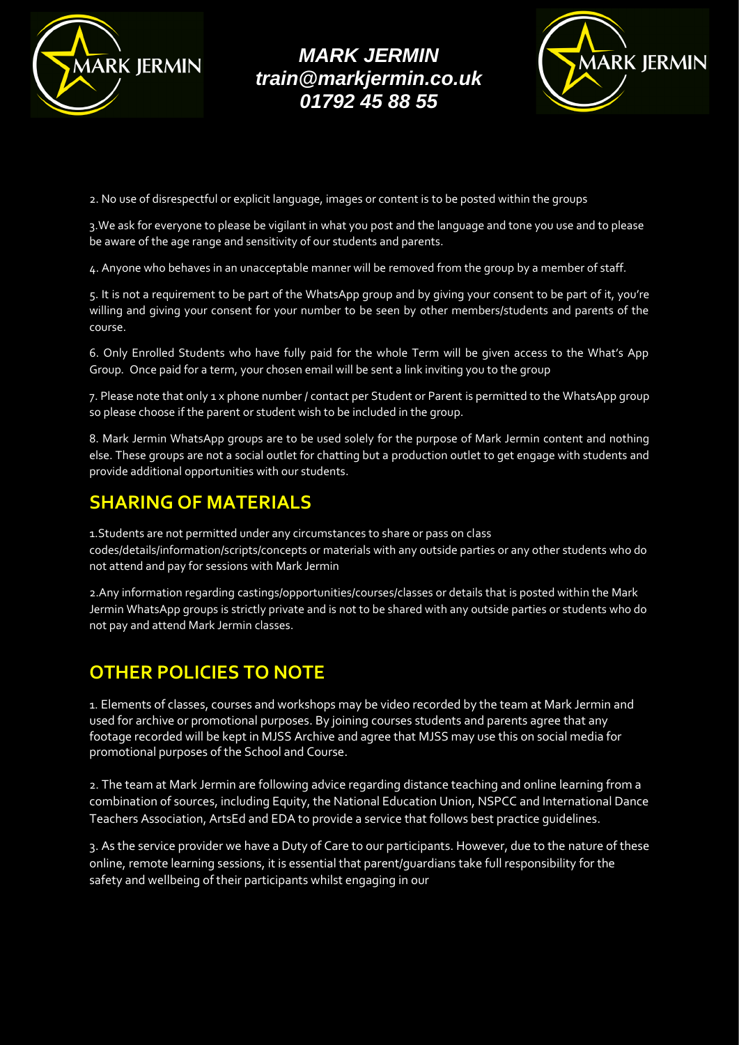2. No use of disrespectful or explicit language, images or content is to be posted within the groups

3.We ask for everyone to please be vigilant in what you post and the language and tone you use and to please be aware of the age range and sensitivity of our students and parents.

4. Anyone who behaves in an unacceptable manner will be removed from the group by a member of staff.

5. It is not a requirement to be part of the WhatsApp group and by giving your consent to be part of it, you're willing and giving your consent for your number to be seen by other members/students and parents of the course.

6. Only Enrolled Students who have fully paid for the whole Term will be given access to the What's App Group. Once paid for a term, your chosen email will be sent a link inviting you to the group

7. Please note that only 1 x phone number / contact per Student or Parent is permitted to the WhatsApp group so please choose if the parent or student wish to be included in the group.

8. Mark Jermin WhatsApp groups are to be used solely for the purpose of Mark Jermin content and nothing else. These groups are not a social outlet for chatting but a production outlet to get engage with students and provide additional opportunities with our students.

## SHARING OF MATERIALS

1.Students are not permitted under any circumstances to share or pass on class codes/details/information/scripts/concepts or materials with any outside parties or any other students who do not attend and pay for sessions with Mark Jermin

2.Any information regarding castings/opportunities/courses/classes or details that is posted within the Mark Jermin WhatsApp groups is strictly private and is not to be shared with any outside parties or students who do not pay and attend Mark Jermin classes.

## OTHER POLICIES TO NOTE

1. Elements of classes, courses and workshops may be video recorded by the team at Mark Jermin and used for archive or promotional purposes. By joining courses students and parents agree that any footage recorded will be kept in MJSS Archive and agree that MJSS may use this on social media for promotional purposes of the School and Course.

2. The team at Mark Jermin are following advice regarding distance teaching and online learning from a combination of sources, including Equity, the National Education Union, NSPCC and International Dance Teachers Association, ArtsEd and EDA to provide a service that follows best practice guidelines.

3. As the service provider we have a Duty of Care to our participants. However, due to the nature of these online, remote learning sessions, it is essential that parent/guardians take full responsibility for the safety and wellbeing of their participants whilst engaging in our